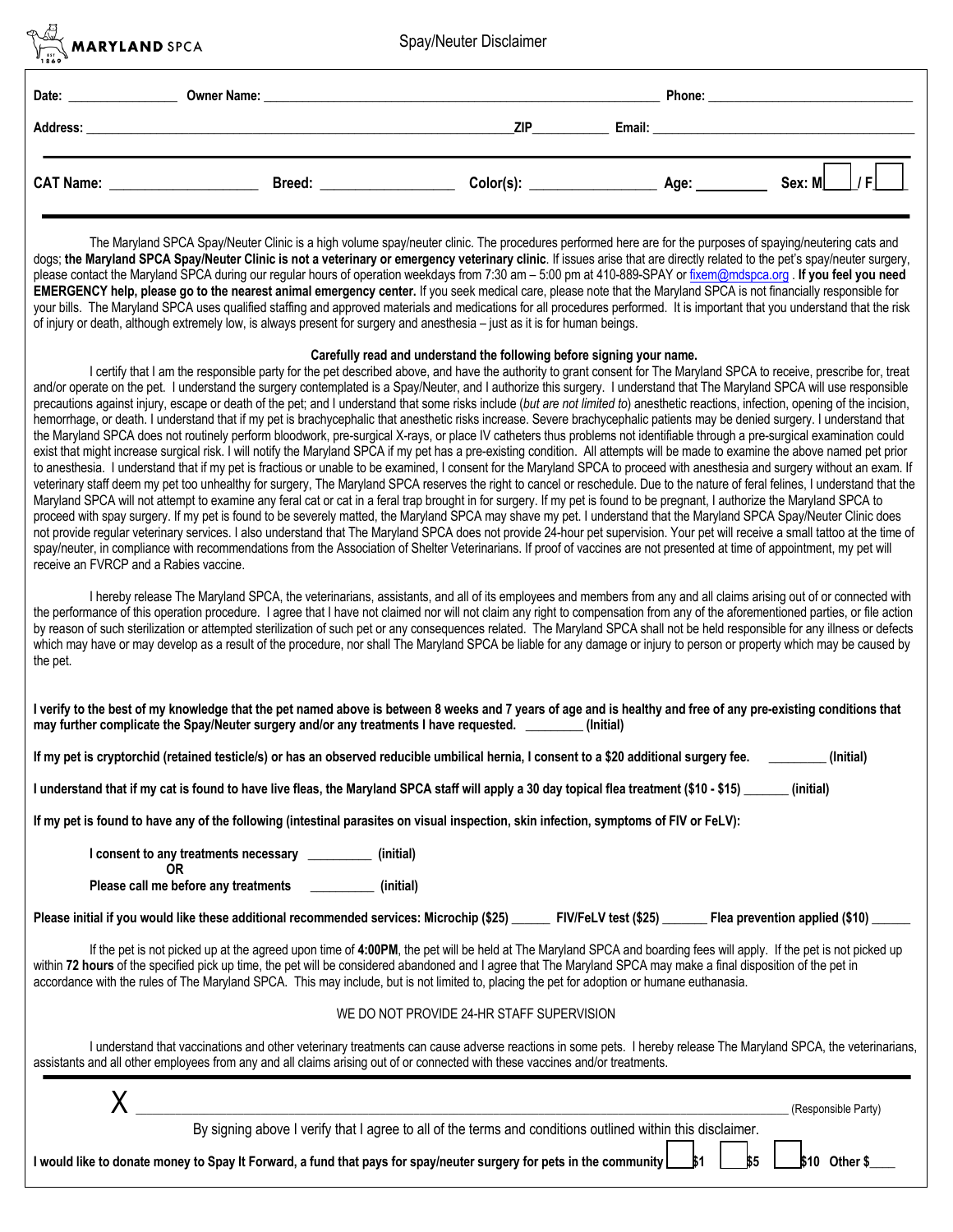**MARYLAND SPCA**

# Spay/Neuter Disclaimer

**Date:** ________________ **Owner Name:** ________________________________________ **Phone:** ______________________

**Address:** ________________________________________ **ZIP** __________ **Email:** ______________________________

**CAT Name:** ____________________ **Breed:** __________________ **Color(s):** __________________ **Age:** _________ **Sex: M** ___ **/ F** ___

The Maryland SPCA Spay/Neuter Clinic is a high volume spay/neuter clinic. The procedures performed here are for the purposes of spaying/neutering cats and dogs; **the Maryland SPCA Spay/Neuter Clinic is not a veterinary or emergency veterinary clinic**. If issues arise that are directly related to the pet's spay/neuter surgery, please contact the Maryland SPCA during our regular hours of operation weekdays from 7:30 am – 5:00 pm at 410-889-SPAY or fixem@mdspca.org . **If you feel you need EMERGENCY help, please go to the nearest animal emergency center.** If you seek medical care, please note that the Maryland SPCA is not financially responsible for your bills. The Maryland SPCA uses qualified staffing and approved materials and medications for all procedures performed. It is important that you understand that the risk of injury or death, although extremely low, is always present for surgery and anesthesia – just as it is for human beings.

**Carefully read and understand the following before signing your name.**

I certify that I am the responsible party for the pet described above, and have the authority to grant consent for The Maryland SPCA to receive, prescribe for, treat and/or operate on the pet. I understand the surgery contemplated is a Spay/Neuter, and I authorize this surgery. I understand that The Maryland SPCA will use responsible precautions against injury, escape or death of the pet; and I understand that some risks include (*but are not limited to*) anesthetic reactions, infection, opening of the incision, hemorrhage, or death. I understand that if my pet is brachycephalic that anesthetic risks increase. Severe brachycephalic patients may be denied surgery. I understand that the Maryland SPCA does not routinely perform bloodwork, pre-surgical X-rays, or place IV catheters thus problems not identifiable through a pre-surgical examination could exist that might increase surgical risk. I will notify the Maryland SPCA if my pet has a pre-existing condition. All attempts will be made to examine the above named pet prior to anesthesia. I understand that if my pet is fractious or unable to be examined, I consent for the Maryland SPCA to proceed with anesthesia and surgery without an exam. If veterinary staff deem my pet too unhealthy for surgery, The Maryland SPCA reserves the right to cancel or reschedule. Due to the nature of feral felines, I understand that the Maryland SPCA will not attempt to examine any feral cat or cat in a feral trap brought in for surgery. If my pet is found to be pregnant, I authorize the Maryland SPCA to proceed with spay surgery. If my pet is found to be severely matted, the Maryland SPCA may shave my pet. I understand that the Maryland SPCA Spay/Neuter Clinic does not provide regular veterinary services. I also understand that The Maryland SPCA does not provide 24-hour pet supervision. Your pet will receive a small tattoo at the time of spay/neuter, in compliance with recommendations from the Association of Shelter Veterinarians. If proof of vaccines are not presented at time of appointment, my pet will receive an FVRCP and a Rabies vaccine.

I hereby release The Maryland SPCA, the veterinarians, assistants, and all of its employees and members from any and all claims arising out of or connected with the performance of this operation procedure. I agree that I have not claimed nor will not claim any right to compensation from any of the aforementioned parties, or file action by reason of such sterilization or attempted sterilization of such pet or any consequences related. The Maryland SPCA shall not be held responsible for any illness or defects which may have or may develop as a result of the procedure, nor shall The Maryland SPCA be liable for any damage or injury to person or property which may be caused by the pet.

**I verify to the best of my knowledge that the pet named above is between 8 weeks and 7 years of age and is healthy and free of any pre-existing conditions that may further complicate the Spay/Neuter surgery and/or any treatments I have requested. _________ (Initial)**

**If my pet is cryptorchid (retained testicle/s) or has an observed reducible umbilical hernia, I consent to a $20 additional surgery fee. _________ (Initial)**

**I understand that if my cat is found to have live fleas, the Maryland SPCA staff will apply a 30 day topical flea treatment ($10 - $15) _______ (initial)**

**If my pet is found to have any of the following (intestinal parasites on visual inspection, skin infection, symptoms of FIV or FeLV):**

**I consent to any treatments necessary _________ (initial)**

**OR**

**Please call me before any treatments _________ (initial)**

**Please initial if you would like these additional recommended services: Microchip ($25) ______ FIV/FeLV test ($25) _______ Flea prevention applied ($10) ______**

If the pet is not picked up at the agreed upon time of **4:00PM**, the pet will be held at The Maryland SPCA and boarding fees will apply. If the pet is not picked up within **72 hours** of the specified pick up time, the pet will be considered abandoned and I agree that The Maryland SPCA may make a final disposition of the pet in accordance with the rules of The Maryland SPCA. This may include, but is not limited to, placing the pet for adoption or humane euthanasia.

WE DO NOT PROVIDE 24-HR STAFF SUPERVISION

I understand that vaccinations and other veterinary treatments can cause adverse reactions in some pets. I hereby release The Maryland SPCA, the veterinarians, assistants and all other employees from any and all claims arising out of or connected with these vaccines and/or treatments.

X ________________________________________________________________ (Responsible Party)

By signing above I verify that I agree to all of the terms and conditions outlined within this disclaimer.

**I would like to donate money to Spay It Forward, a fund that pays for spay/neuter surgery for pets in the community** ☐ **$1** ☐ **$5** ☐ **$10 Other $____**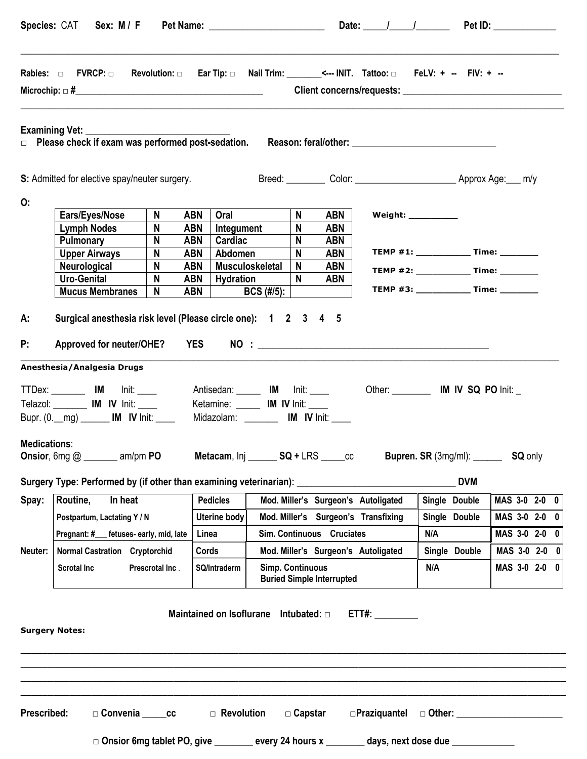**Species:** CAT **Sex: M / F** **Pet Name:** ________________________ **Date:** _____/_____/_______ **Pet ID:** _____________

---

**Rabies:** □ **FVRCP:** □ **Revolution:** □ **Ear Tip:** □ **Nail Trim:** ________<--- INIT. **Tattoo:** □ **FeLV: + --** **FIV: + --**

**Microchip:** □ #________________________________________ **Client concerns/requests:** _________________________________

---

**Examining Vet:** ______________________________

□ **Please check if exam was performed post-sedation.** **Reason: feral/other:** ______________________________

**S:** Admitted for elective spay/neuter surgery. Breed: ________ Color: _____________________ Approx Age:___ m/y

**O:**

| | | | | | |
|---|---|---|---|---|---|
| Ears/Eyes/Nose | N | ABN | Oral | N | ABN |
| Lymph Nodes | N | ABN | Integument | N | ABN |
| Pulmonary | N | ABN | Cardiac | N | ABN |
| Upper Airways | N | ABN | Abdomen | N | ABN |
| Neurological | N | ABN | Musculoskeletal | N | ABN |
| Uro-Genital | N | ABN | Hydration | N | ABN |
| Mucus Membranes | N | ABN | BCS (#/5): | | |

**Weight:** __________

**TEMP #1:** ___________ **Time:** ________

**TEMP #2:** ___________ **Time:** ________

**TEMP #3:** ___________ **Time:** ________

**A:** **Surgical anesthesia risk level (Please circle one): 1 2 3 4 5**

**P:** **Approved for neuter/OHE? YES NO :** ________________________________________________

---

**Anesthesia/Analgesia Drugs**

TTDex: _______ **IM** Init: ____ Antisedan: _____ **IM** Init: ____ Other: ________ **IM IV SQ PO** Init: _

Telazol: _______ **IM IV** Init: ____ Ketamine: _____ **IM IV** Init: ____

Bupr. (0.__mg) ______ **IM IV** Init: ____ Midazolam: _______ **IM IV** Init: ____

**Medications**:

**Onsior**, 6mg @ _______ am/pm **PO** **Metacam**, Inj ______ **SQ +** LRS _____cc **Bupren. SR** (3mg/ml): ______ **SQ** only

**Surgery Type: Performed by (if other than examining veterinarian):** ________________________________ **DVM**

| | | | | | |
|---|---|---|---|---|---|
| **Spay:** | Routine, In heat | Pedicles | Mod. Miller's Surgeon's Autoligated | Single Double | MAS 3-0 2-0 0 |
| | Postpartum, Lactating Y / N | Uterine body | Mod. Miller's Surgeon's Transfixing | Single Double | MAS 3-0 2-0 0 |
| | Pregnant: #___ fetuses- early, mid, late | Linea | Sim. Continuous Cruciates | N/A | MAS 3-0 2-0 0 |
| **Neuter:** | Normal Castration Cryptorchid | Cords | Mod. Miller's Surgeon's Autoligated | Single Double | MAS 3-0 2-0 0 |
| | Scrotal Inc Prescrotal Inc . | SQ/Intraderm | Simp. Continuous Buried Simple Interrupted | N/A | MAS 3-0 2-0 0 |

**Maintained on Isoflurane** **Intubated:** □ **ETT#:** _________

**Surgery Notes:**

______________________________________________________________________________

______________________________________________________________________________

______________________________________________________________________________

______________________________________________________________________________

**Prescribed:** □ **Convenia** _____**cc** □ **Revolution** □ **Capstar** □**Praziquantel** □ **Other:** ______________________

□ **Onsior 6mg tablet PO, give** ________ **every 24 hours x** ________ **days, next dose due** _____________